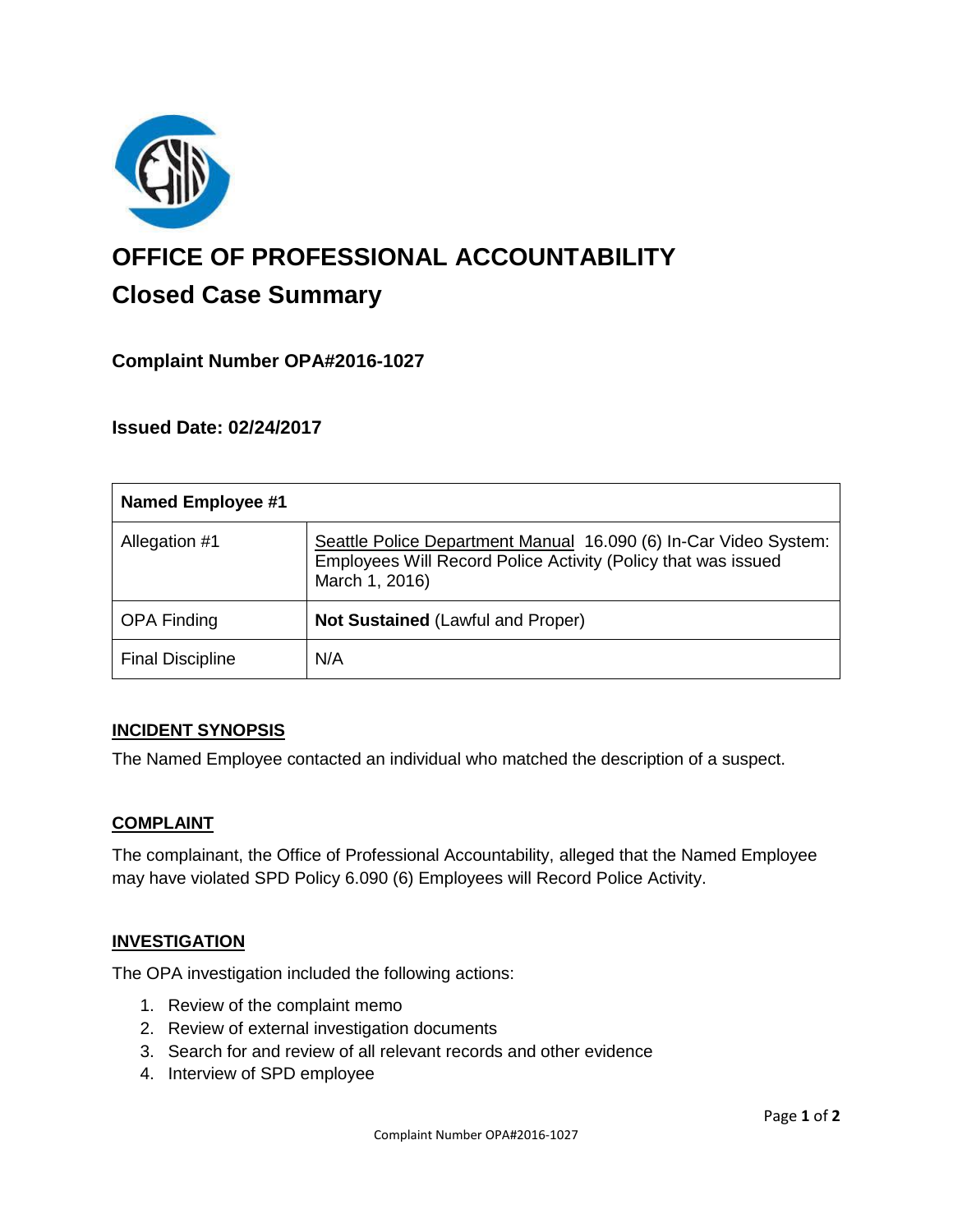# OFFICE OF PROFESSIONAL ACCOUNTABILITY

## Closed Case Summary

### Complaint Number OPA#2016-1027

### Issued Date: 02/24/2017

| Named Employee #1 | |
|---|---|
| Allegation #1 | Seattle Police Department Manual 16.090 (6) In-Car Video System: Employees Will Record Police Activity (Policy that was issued March 1, 2016) |
| OPA Finding | **Not Sustained** (Lawful and Proper) |
| Final Discipline | N/A |

## INCIDENT SYNOPSIS

The Named Employee contacted an individual who matched the description of a suspect.

## COMPLAINT

The complainant, the Office of Professional Accountability, alleged that the Named Employee may have violated SPD Policy 6.090 (6) Employees will Record Police Activity.

## INVESTIGATION

The OPA investigation included the following actions:

1. Review of the complaint memo
2. Review of external investigation documents
3. Search for and review of all relevant records and other evidence
4. Interview of SPD employee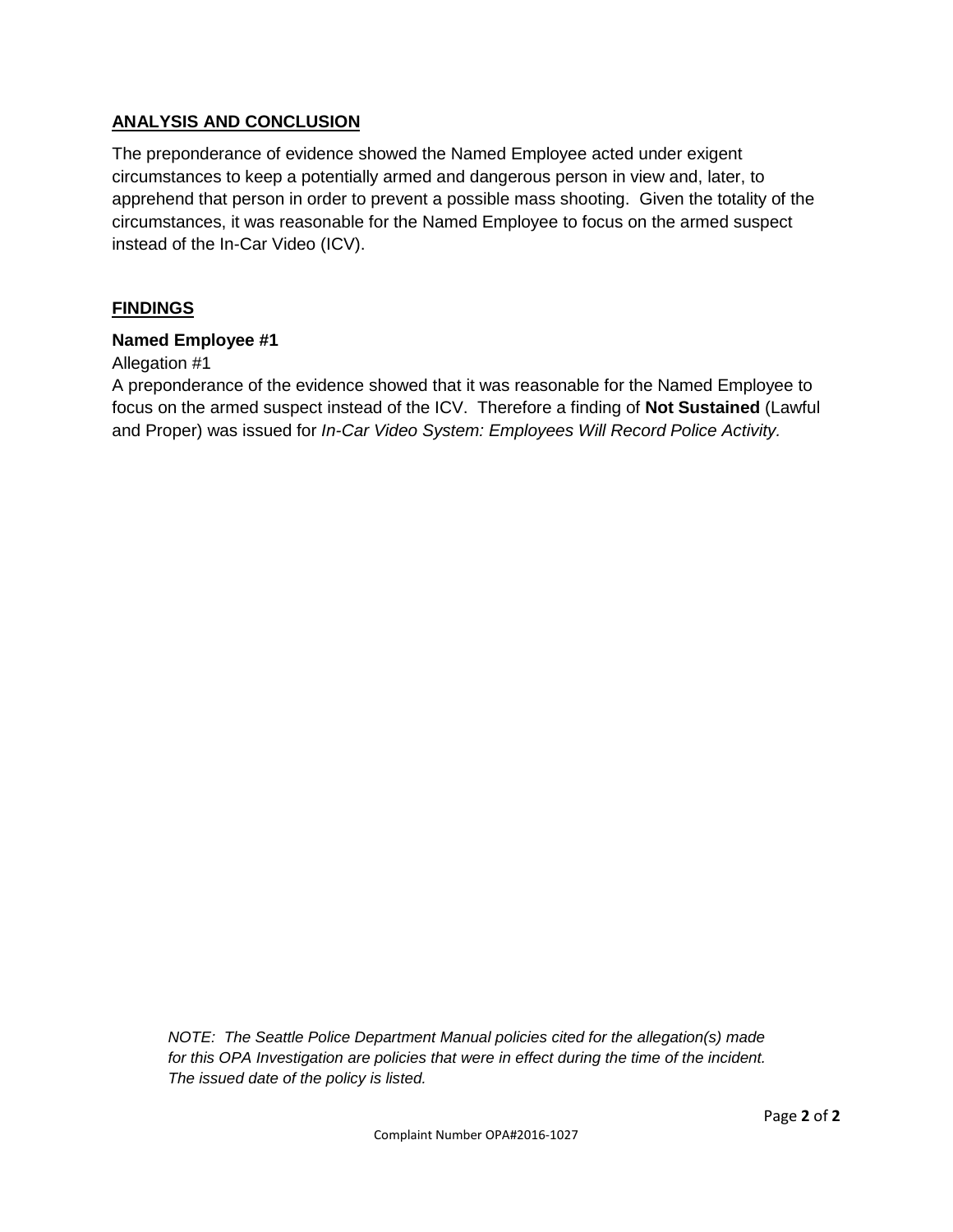## ANALYSIS AND CONCLUSION

The preponderance of evidence showed the Named Employee acted under exigent circumstances to keep a potentially armed and dangerous person in view and, later, to apprehend that person in order to prevent a possible mass shooting. Given the totality of the circumstances, it was reasonable for the Named Employee to focus on the armed suspect instead of the In-Car Video (ICV).

## FINDINGS

**Named Employee #1**

Allegation #1

A preponderance of the evidence showed that it was reasonable for the Named Employee to focus on the armed suspect instead of the ICV. Therefore a finding of **Not Sustained** (Lawful and Proper) was issued for *In-Car Video System: Employees Will Record Police Activity.*

*NOTE: The Seattle Police Department Manual policies cited for the allegation(s) made for this OPA Investigation are policies that were in effect during the time of the incident. The issued date of the policy is listed.*

Complaint Number OPA#2016-1027